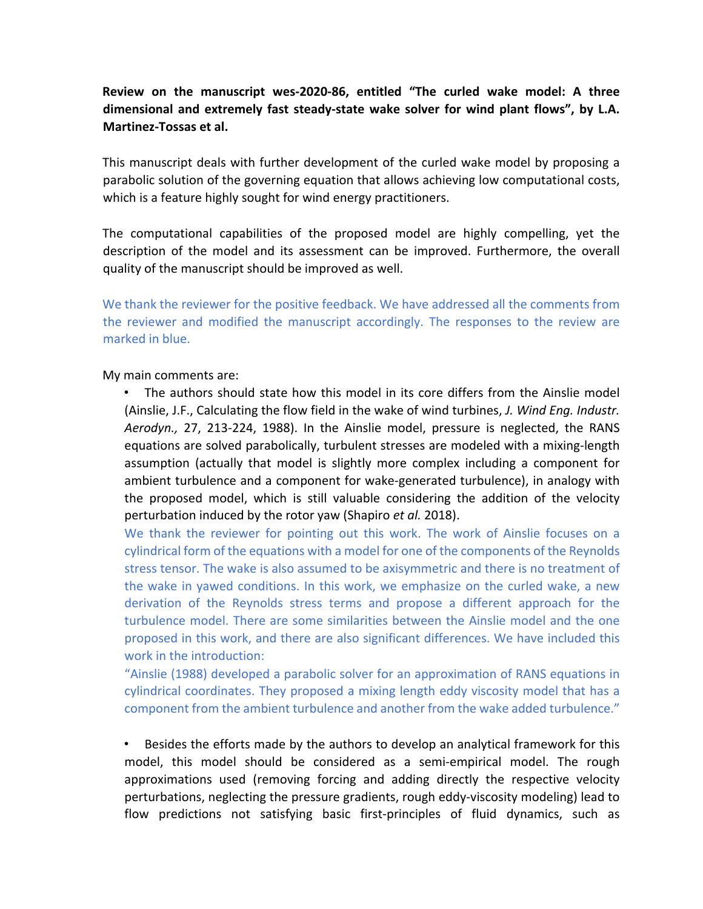**Review on the manuscript wes-2020-86, entitled "The curled wake model: A three dimensional and extremely fast steady-state wake solver for wind plant flows", by L.A. Martinez-Tossas et al.**

This manuscript deals with further development of the curled wake model by proposing a parabolic solution of the governing equation that allows achieving low computational costs, which is a feature highly sought for wind energy practitioners.

The computational capabilities of the proposed model are highly compelling, yet the description of the model and its assessment can be improved. Furthermore, the overall quality of the manuscript should be improved as well.

We thank the reviewer for the positive feedback. We have addressed all the comments from the reviewer and modified the manuscript accordingly. The responses to the review are marked in blue.

My main comments are:

- The authors should state how this model in its core differs from the Ainslie model (Ainslie, J.F., Calculating the flow field in the wake of wind turbines, *J. Wind Eng. Industr. Aerodyn.,* 27, 213-224, 1988). In the Ainslie model, pressure is neglected, the RANS equations are solved parabolically, turbulent stresses are modeled with a mixing-length assumption (actually that model is slightly more complex including a component for ambient turbulence and a component for wake-generated turbulence), in analogy with the proposed model, which is still valuable considering the addition of the velocity perturbation induced by the rotor yaw (Shapiro *et al.* 2018).

  We thank the reviewer for pointing out this work. The work of Ainslie focuses on a cylindrical form of the equations with a model for one of the components of the Reynolds stress tensor. The wake is also assumed to be axisymmetric and there is no treatment of the wake in yawed conditions. In this work, we emphasize on the curled wake, a new derivation of the Reynolds stress terms and propose a different approach for the turbulence model. There are some similarities between the Ainslie model and the one proposed in this work, and there are also significant differences. We have included this work in the introduction:

  "Ainslie (1988) developed a parabolic solver for an approximation of RANS equations in cylindrical coordinates. They proposed a mixing length eddy viscosity model that has a component from the ambient turbulence and another from the wake added turbulence."

- Besides the efforts made by the authors to develop an analytical framework for this model, this model should be considered as a semi-empirical model. The rough approximations used (removing forcing and adding directly the respective velocity perturbations, neglecting the pressure gradients, rough eddy-viscosity modeling) lead to flow predictions not satisfying basic first-principles of fluid dynamics, such as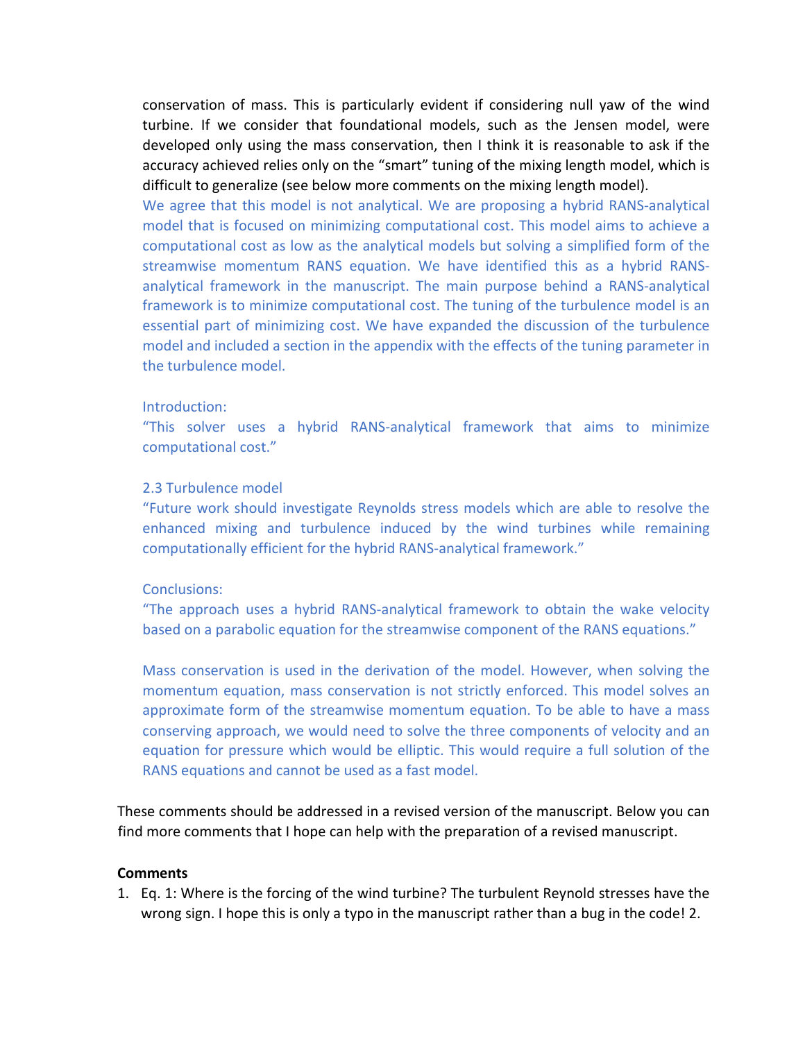conservation of mass. This is particularly evident if considering null yaw of the wind turbine. If we consider that foundational models, such as the Jensen model, were developed only using the mass conservation, then I think it is reasonable to ask if the accuracy achieved relies only on the "smart" tuning of the mixing length model, which is difficult to generalize (see below more comments on the mixing length model).

We agree that this model is not analytical. We are proposing a hybrid RANS-analytical model that is focused on minimizing computational cost. This model aims to achieve a computational cost as low as the analytical models but solving a simplified form of the streamwise momentum RANS equation. We have identified this as a hybrid RANS-analytical framework in the manuscript. The main purpose behind a RANS-analytical framework is to minimize computational cost. The tuning of the turbulence model is an essential part of minimizing cost. We have expanded the discussion of the turbulence model and included a section in the appendix with the effects of the tuning parameter in the turbulence model.

Introduction:

"This solver uses a hybrid RANS-analytical framework that aims to minimize computational cost."

2.3 Turbulence model

"Future work should investigate Reynolds stress models which are able to resolve the enhanced mixing and turbulence induced by the wind turbines while remaining computationally efficient for the hybrid RANS-analytical framework."

Conclusions:

"The approach uses a hybrid RANS-analytical framework to obtain the wake velocity based on a parabolic equation for the streamwise component of the RANS equations."

Mass conservation is used in the derivation of the model. However, when solving the momentum equation, mass conservation is not strictly enforced. This model solves an approximate form of the streamwise momentum equation. To be able to have a mass conserving approach, we would need to solve the three components of velocity and an equation for pressure which would be elliptic. This would require a full solution of the RANS equations and cannot be used as a fast model.

These comments should be addressed in a revised version of the manuscript. Below you can find more comments that I hope can help with the preparation of a revised manuscript.

**Comments**

1. Eq. 1: Where is the forcing of the wind turbine? The turbulent Reynold stresses have the wrong sign. I hope this is only a typo in the manuscript rather than a bug in the code! 2.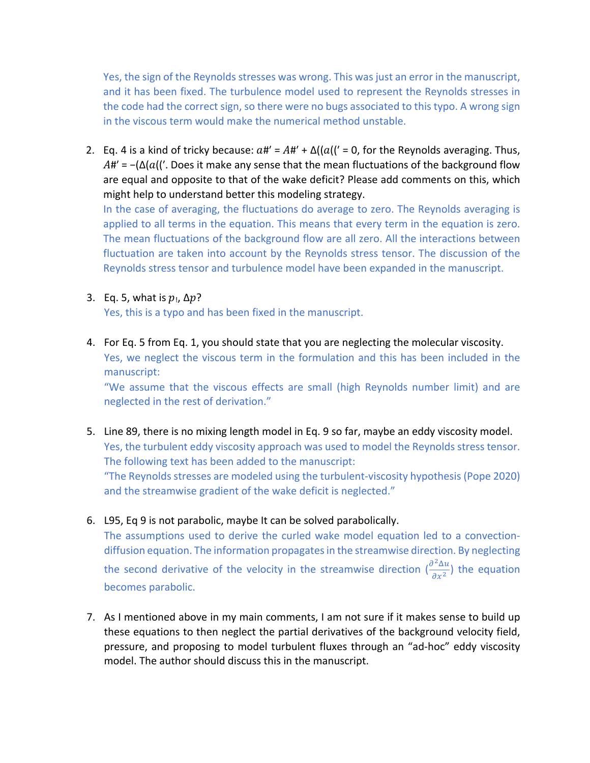Yes, the sign of the Reynolds stresses was wrong. This was just an error in the manuscript, and it has been fixed. The turbulence model used to represent the Reynolds stresses in the code had the correct sign, so there were no bugs associated to this typo. A wrong sign in the viscous term would make the numerical method unstable.

2. Eq. 4 is a kind of tricky because: 𝑎#′ = 𝐴#′ + Δ((𝑎((′ = 0, for the Reynolds averaging. Thus, 𝐴#′ = −(Δ(𝑎((′. Does it make any sense that the mean fluctuations of the background flow are equal and opposite to that of the wake deficit? Please add comments on this, which might help to understand better this modeling strategy.
   In the case of averaging, the fluctuations do average to zero. The Reynolds averaging is applied to all terms in the equation. This means that every term in the equation is zero. The mean fluctuations of the background flow are all zero. All the interactions between fluctuation are taken into account by the Reynolds stress tensor. The discussion of the Reynolds stress tensor and turbulence model have been expanded in the manuscript.

3. Eq. 5, what is 𝑝!, $\Delta p$?
   Yes, this is a typo and has been fixed in the manuscript.

4. For Eq. 5 from Eq. 1, you should state that you are neglecting the molecular viscosity.
   Yes, we neglect the viscous term in the formulation and this has been included in the manuscript:
   "We assume that the viscous effects are small (high Reynolds number limit) and are neglected in the rest of derivation."

5. Line 89, there is no mixing length model in Eq. 9 so far, maybe an eddy viscosity model.
   Yes, the turbulent eddy viscosity approach was used to model the Reynolds stress tensor. The following text has been added to the manuscript:
   "The Reynolds stresses are modeled using the turbulent-viscosity hypothesis (Pope 2020) and the streamwise gradient of the wake deficit is neglected."

6. L95, Eq 9 is not parabolic, maybe It can be solved parabolically.
   The assumptions used to derive the curled wake model equation led to a convection-diffusion equation. The information propagates in the streamwise direction. By neglecting the second derivative of the velocity in the streamwise direction ($\frac{\partial^2 \Delta u}{\partial x^2}$) the equation becomes parabolic.

7. As I mentioned above in my main comments, I am not sure if it makes sense to build up these equations to then neglect the partial derivatives of the background velocity field, pressure, and proposing to model turbulent fluxes through an "ad-hoc" eddy viscosity model. The author should discuss this in the manuscript.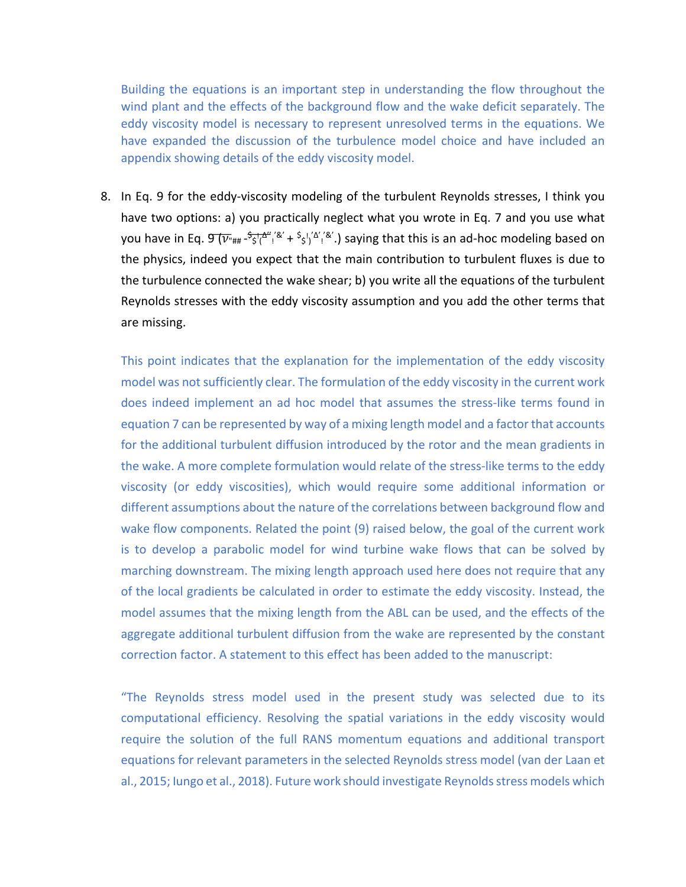Building the equations is an important step in understanding the flow throughout the wind plant and the effects of the background flow and the wake deficit separately. The eddy viscosity model is necessary to represent unresolved terms in the equations. We have expanded the discussion of the turbulence model choice and have included an appendix showing details of the eddy viscosity model.

8. In Eq. 9 for the eddy-viscosity modeling of the turbulent Reynolds stresses, I think you have two options: a) you practically neglect what you wrote in Eq. 7 and you use what you have in Eq. 9 ($\overline{\nu}$"## -$$!Δ"'!'&' + $$!'Δ'!'&'.) saying that this is an ad-hoc modeling based on the physics, indeed you expect that the main contribution to turbulent fluxes is due to the turbulence connected the wake shear; b) you write all the equations of the turbulent Reynolds stresses with the eddy viscosity assumption and you add the other terms that are missing.

This point indicates that the explanation for the implementation of the eddy viscosity model was not sufficiently clear. The formulation of the eddy viscosity in the current work does indeed implement an ad hoc model that assumes the stress-like terms found in equation 7 can be represented by way of a mixing length model and a factor that accounts for the additional turbulent diffusion introduced by the rotor and the mean gradients in the wake. A more complete formulation would relate of the stress-like terms to the eddy viscosity (or eddy viscosities), which would require some additional information or different assumptions about the nature of the correlations between background flow and wake flow components. Related the point (9) raised below, the goal of the current work is to develop a parabolic model for wind turbine wake flows that can be solved by marching downstream. The mixing length approach used here does not require that any of the local gradients be calculated in order to estimate the eddy viscosity. Instead, the model assumes that the mixing length from the ABL can be used, and the effects of the aggregate additional turbulent diffusion from the wake are represented by the constant correction factor. A statement to this effect has been added to the manuscript:

"The Reynolds stress model used in the present study was selected due to its computational efficiency. Resolving the spatial variations in the eddy viscosity would require the solution of the full RANS momentum equations and additional transport equations for relevant parameters in the selected Reynolds stress model (van der Laan et al., 2015; Iungo et al., 2018). Future work should investigate Reynolds stress models which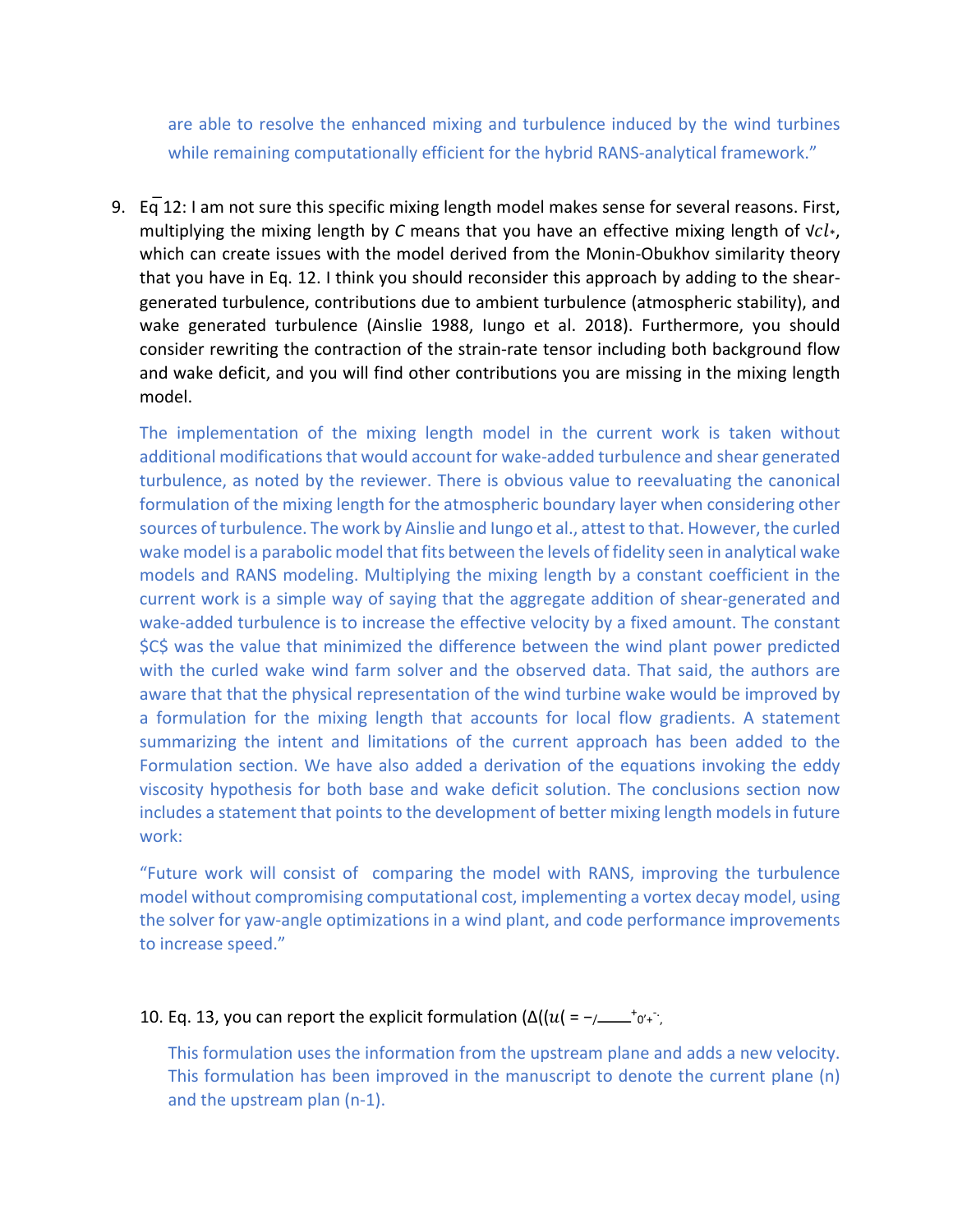are able to resolve the enhanced mixing and turbulence induced by the wind turbines while remaining computationally efficient for the hybrid RANS-analytical framework."

9. Eq 12: I am not sure this specific mixing length model makes sense for several reasons. First, multiplying the mixing length by $C$ means that you have an effective mixing length of $\sqrt{c} l_*$, which can create issues with the model derived from the Monin-Obukhov similarity theory that you have in Eq. 12. I think you should reconsider this approach by adding to the shear-generated turbulence, contributions due to ambient turbulence (atmospheric stability), and wake generated turbulence (Ainslie 1988, Iungo et al. 2018). Furthermore, you should consider rewriting the contraction of the strain-rate tensor including both background flow and wake deficit, and you will find other contributions you are missing in the mixing length model.

   The implementation of the mixing length model in the current work is taken without additional modifications that would account for wake-added turbulence and shear generated turbulence, as noted by the reviewer. There is obvious value to reevaluating the canonical formulation of the mixing length for the atmospheric boundary layer when considering other sources of turbulence. The work by Ainslie and Iungo et al., attest to that. However, the curled wake model is a parabolic model that fits between the levels of fidelity seen in analytical wake models and RANS modeling. Multiplying the mixing length by a constant coefficient in the current work is a simple way of saying that the aggregate addition of shear-generated and wake-added turbulence is to increase the effective velocity by a fixed amount. The constant $C$ was the value that minimized the difference between the wind plant power predicted with the curled wake wind farm solver and the observed data. That said, the authors are aware that that the physical representation of the wind turbine wake would be improved by a formulation for the mixing length that accounts for local flow gradients. A statement summarizing the intent and limitations of the current approach has been added to the Formulation section. We have also added a derivation of the equations invoking the eddy viscosity hypothesis for both base and wake deficit solution. The conclusions section now includes a statement that points to the development of better mixing length models in future work:

   "Future work will consist of comparing the model with RANS, improving the turbulence model without compromising computational cost, implementing a vortex decay model, using the solver for yaw-angle optimizations in a wind plant, and code performance improvements to increase speed."

10. Eq. 13, you can report the explicit formulation (Δ((u( = −/____⁺0′+ˉ,

    This formulation uses the information from the upstream plane and adds a new velocity. This formulation has been improved in the manuscript to denote the current plane (n) and the upstream plan (n-1).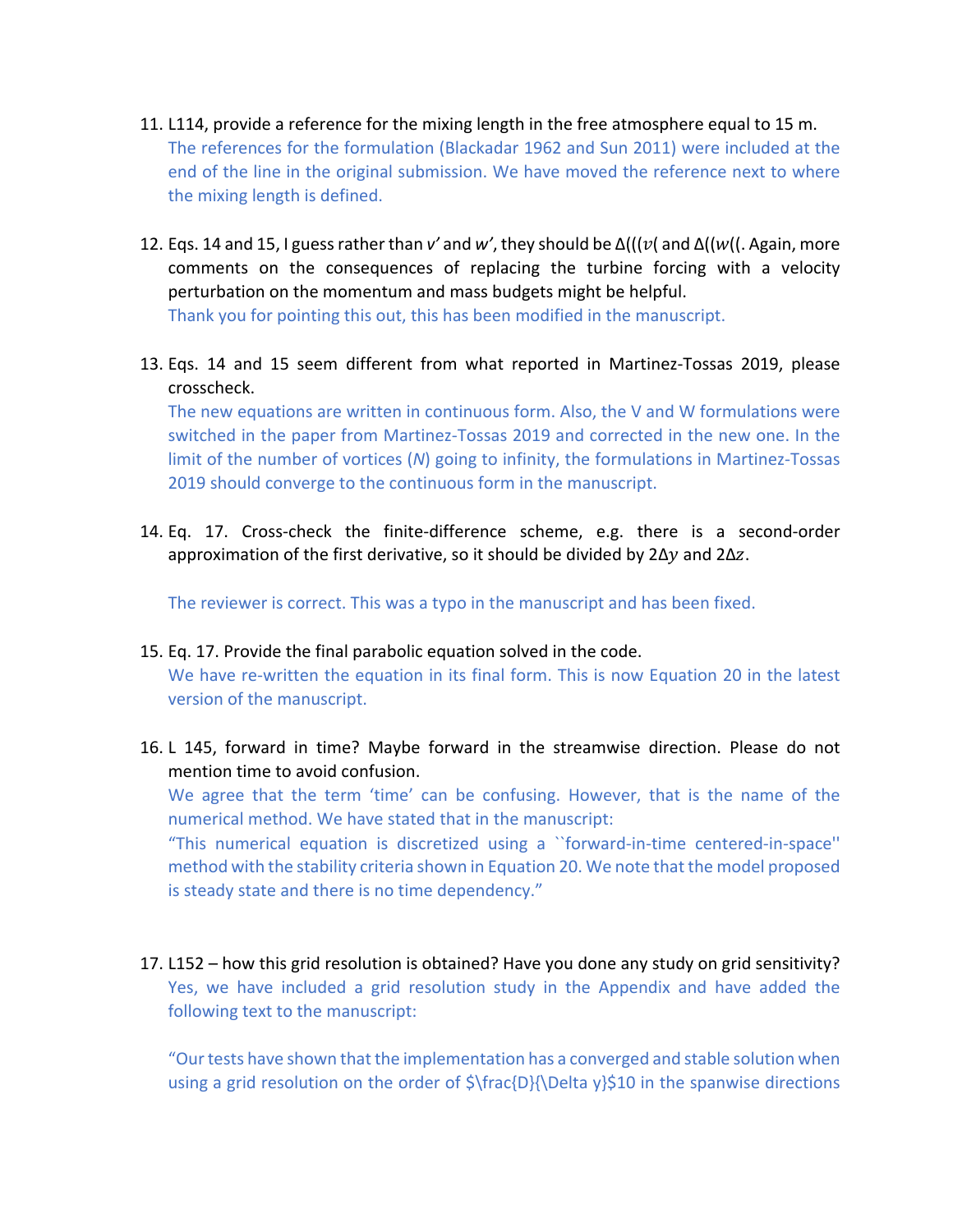11. L114, provide a reference for the mixing length in the free atmosphere equal to 15 m.
    The references for the formulation (Blackadar 1962 and Sun 2011) were included at the end of the line in the original submission. We have moved the reference next to where the mixing length is defined.

12. Eqs. 14 and 15, I guess rather than $v'$ and $w'$, they should be Δ(((𝑣( and Δ((𝑤((. Again, more comments on the consequences of replacing the turbine forcing with a velocity perturbation on the momentum and mass budgets might be helpful.
    Thank you for pointing this out, this has been modified in the manuscript.

13. Eqs. 14 and 15 seem different from what reported in Martinez-Tossas 2019, please crosscheck.
    The new equations are written in continuous form. Also, the V and W formulations were switched in the paper from Martinez-Tossas 2019 and corrected in the new one. In the limit of the number of vortices ($N$) going to infinity, the formulations in Martinez-Tossas 2019 should converge to the continuous form in the manuscript.

14. Eq. 17. Cross-check the finite-difference scheme, e.g. there is a second-order approximation of the first derivative, so it should be divided by $2\Delta y$ and $2\Delta z$.

    The reviewer is correct. This was a typo in the manuscript and has been fixed.

15. Eq. 17. Provide the final parabolic equation solved in the code.
    We have re-written the equation in its final form. This is now Equation 20 in the latest version of the manuscript.

16. L 145, forward in time? Maybe forward in the streamwise direction. Please do not mention time to avoid confusion.
    We agree that the term 'time' can be confusing. However, that is the name of the numerical method. We have stated that in the manuscript:
    "This numerical equation is discretized using a ``forward-in-time centered-in-space'' method with the stability criteria shown in Equation 20. We note that the model proposed is steady state and there is no time dependency."

17. L152 – how this grid resolution is obtained? Have you done any study on grid sensitivity?
    Yes, we have included a grid resolution study in the Appendix and have added the following text to the manuscript:

    "Our tests have shown that the implementation has a converged and stable solution when using a grid resolution on the order of $\frac{D}{\Delta y}$$10 in the spanwise directions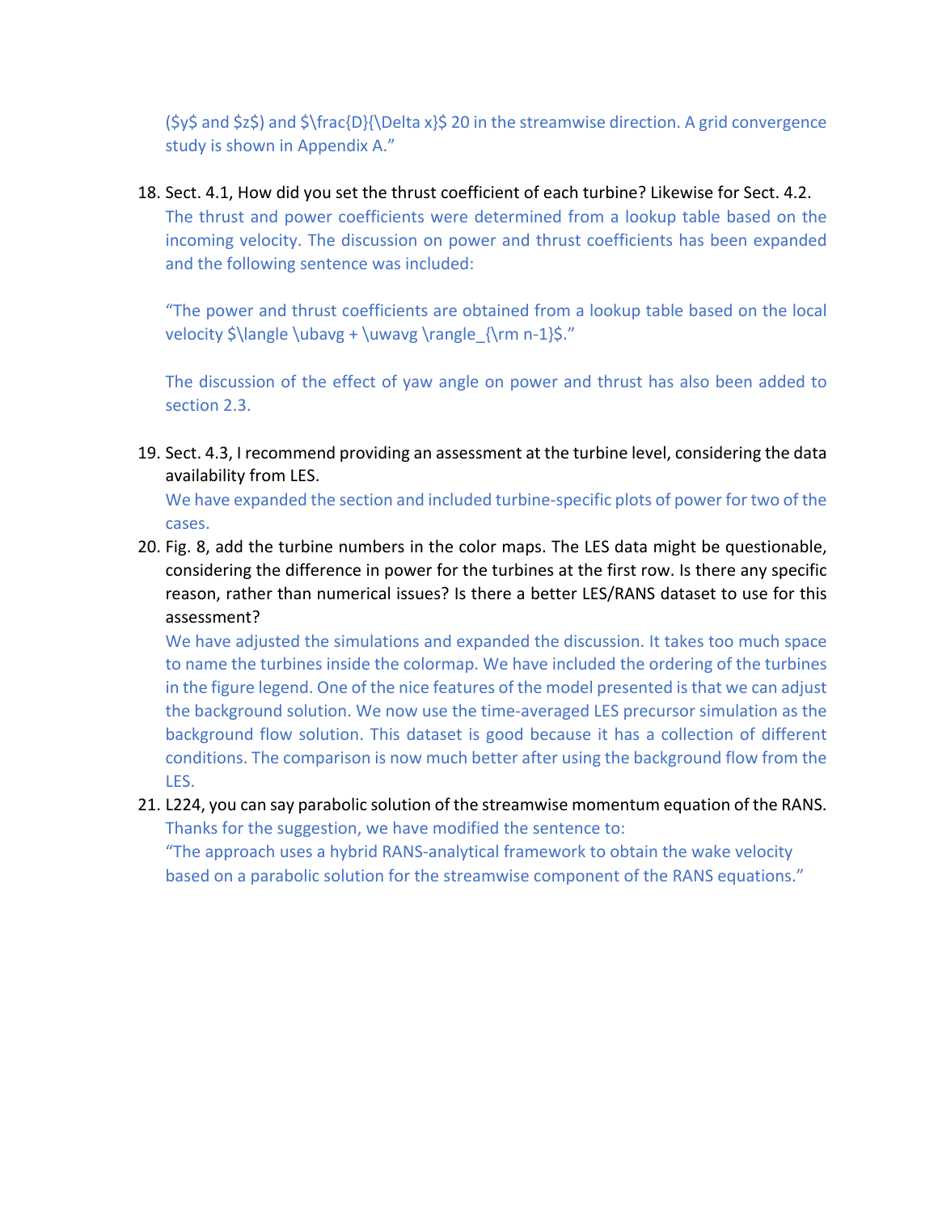($y$ and $z$) and $\frac{D}{\Delta x}$ 20 in the streamwise direction. A grid convergence study is shown in Appendix A."

18. Sect. 4.1, How did you set the thrust coefficient of each turbine? Likewise for Sect. 4.2.

    The thrust and power coefficients were determined from a lookup table based on the incoming velocity. The discussion on power and thrust coefficients has been expanded and the following sentence was included:

    "The power and thrust coefficients are obtained from a lookup table based on the local velocity $\langle \ubavg + \uwavg \rangle_{\rm n-1}$."

    The discussion of the effect of yaw angle on power and thrust has also been added to section 2.3.

19. Sect. 4.3, I recommend providing an assessment at the turbine level, considering the data availability from LES.

    We have expanded the section and included turbine-specific plots of power for two of the cases.

20. Fig. 8, add the turbine numbers in the color maps. The LES data might be questionable, considering the difference in power for the turbines at the first row. Is there any specific reason, rather than numerical issues? Is there a better LES/RANS dataset to use for this assessment?

    We have adjusted the simulations and expanded the discussion. It takes too much space to name the turbines inside the colormap. We have included the ordering of the turbines in the figure legend. One of the nice features of the model presented is that we can adjust the background solution. We now use the time-averaged LES precursor simulation as the background flow solution. This dataset is good because it has a collection of different conditions. The comparison is now much better after using the background flow from the LES.

21. L224, you can say parabolic solution of the streamwise momentum equation of the RANS.

    Thanks for the suggestion, we have modified the sentence to:

    "The approach uses a hybrid RANS-analytical framework to obtain the wake velocity based on a parabolic solution for the streamwise component of the RANS equations."